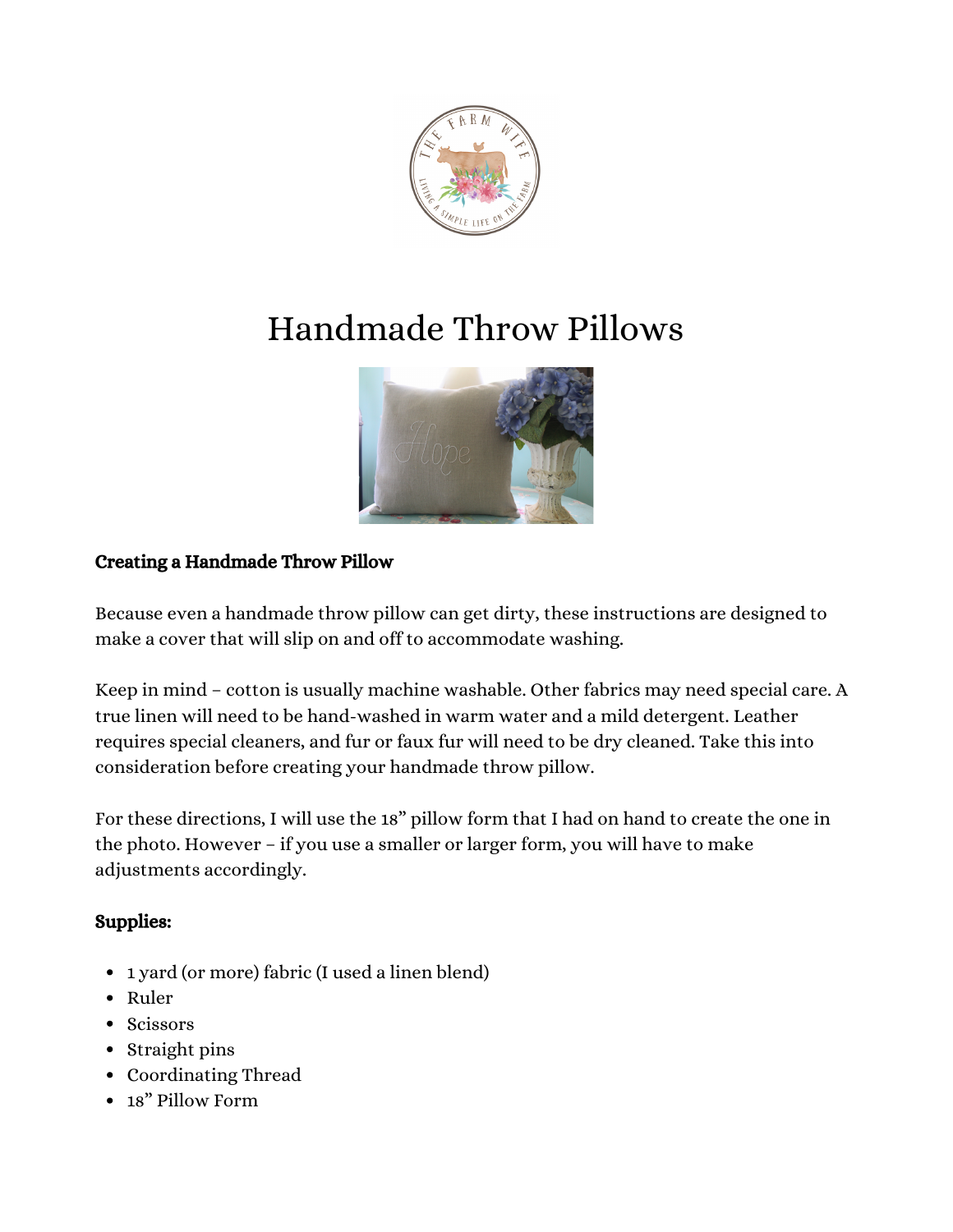# Handmade Throw Pillows

**Creating a Handmade Throw Pillow**

Because even a handmade throw pillow can get dirty, these instructions are designed to make a cover that will slip on and off to accommodate washing.

Keep in mind – cotton is usually machine washable. Other fabrics may need special care. A true linen will need to be hand-washed in warm water and a mild detergent. Leather requires special cleaners, and fur or faux fur will need to be dry cleaned. Take this into consideration before creating your handmade throw pillow.

For these directions, I will use the 18" pillow form that I had on hand to create the one in the photo. However – if you use a smaller or larger form, you will have to make adjustments accordingly.

**Supplies:**

- 1 yard (or more) fabric (I used a linen blend)
- Ruler
- Scissors
- Straight pins
- Coordinating Thread
- 18" Pillow Form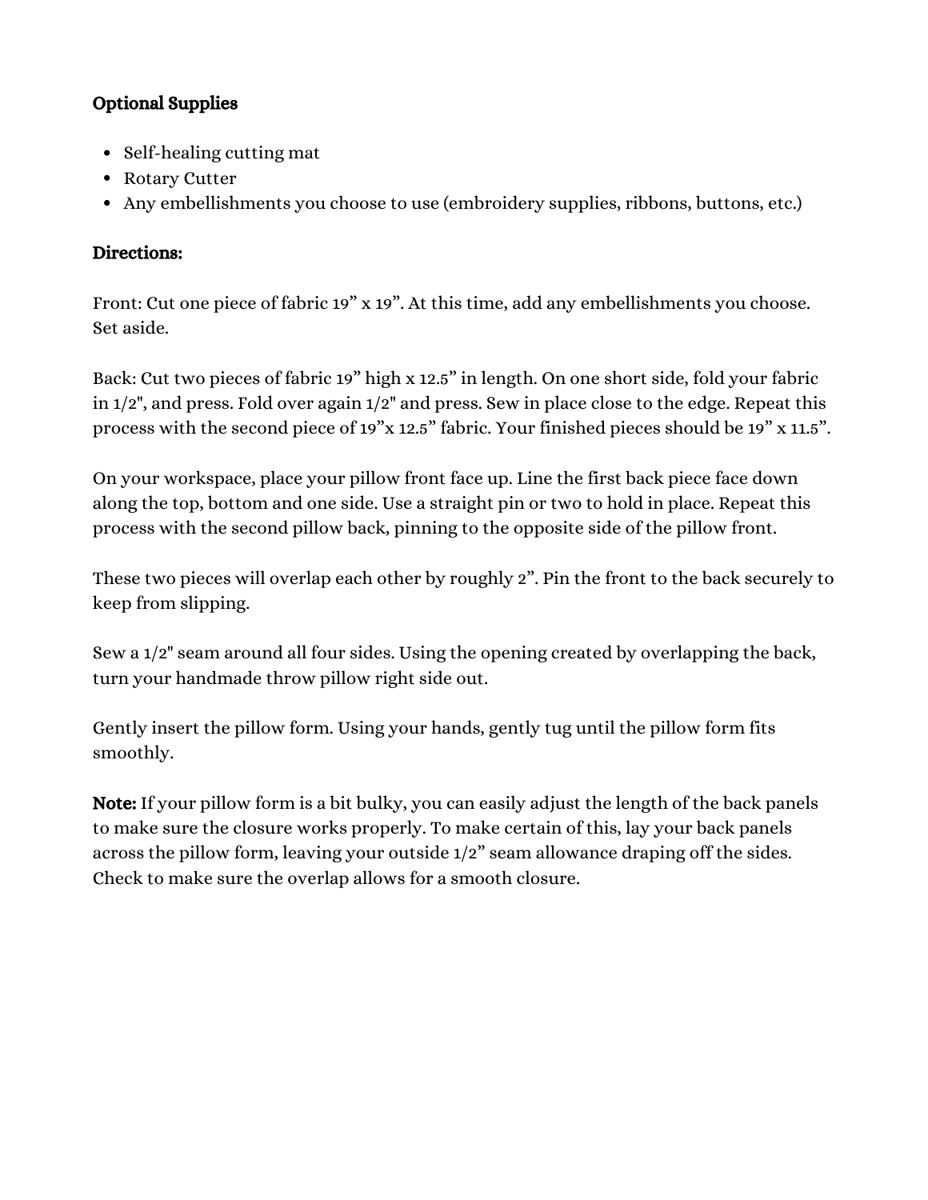**Optional Supplies**

- Self-healing cutting mat
- Rotary Cutter
- Any embellishments you choose to use (embroidery supplies, ribbons, buttons, etc.)

**Directions:**

Front: Cut one piece of fabric 19" x 19". At this time, add any embellishments you choose. Set aside.

Back: Cut two pieces of fabric 19" high x 12.5" in length. On one short side, fold your fabric in 1/2", and press. Fold over again 1/2" and press. Sew in place close to the edge. Repeat this process with the second piece of 19"x 12.5" fabric. Your finished pieces should be 19" x 11.5".

On your workspace, place your pillow front face up. Line the first back piece face down along the top, bottom and one side. Use a straight pin or two to hold in place. Repeat this process with the second pillow back, pinning to the opposite side of the pillow front.

These two pieces will overlap each other by roughly 2". Pin the front to the back securely to keep from slipping.

Sew a 1/2" seam around all four sides. Using the opening created by overlapping the back, turn your handmade throw pillow right side out.

Gently insert the pillow form. Using your hands, gently tug until the pillow form fits smoothly.

**Note:** If your pillow form is a bit bulky, you can easily adjust the length of the back panels to make sure the closure works properly. To make certain of this, lay your back panels across the pillow form, leaving your outside 1/2" seam allowance draping off the sides. Check to make sure the overlap allows for a smooth closure.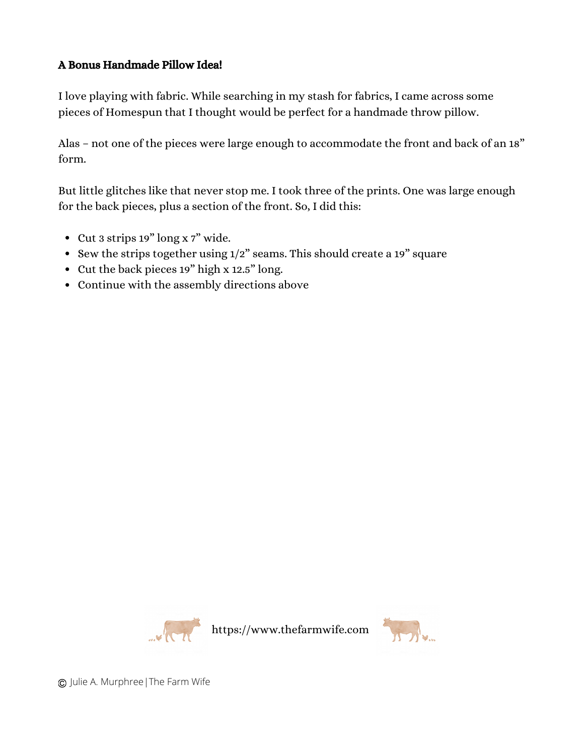**A Bonus Handmade Pillow Idea!**

I love playing with fabric. While searching in my stash for fabrics, I came across some pieces of Homespun that I thought would be perfect for a handmade throw pillow.

Alas – not one of the pieces were large enough to accommodate the front and back of an 18" form.

But little glitches like that never stop me. I took three of the prints. One was large enough for the back pieces, plus a section of the front. So, I did this:

- Cut 3 strips 19" long x 7" wide.
- Sew the strips together using 1/2" seams. This should create a 19" square
- Cut the back pieces 19" high x 12.5" long.
- Continue with the assembly directions above

https://www.thefarmwife.com

© Julie A. Murphree | The Farm Wife